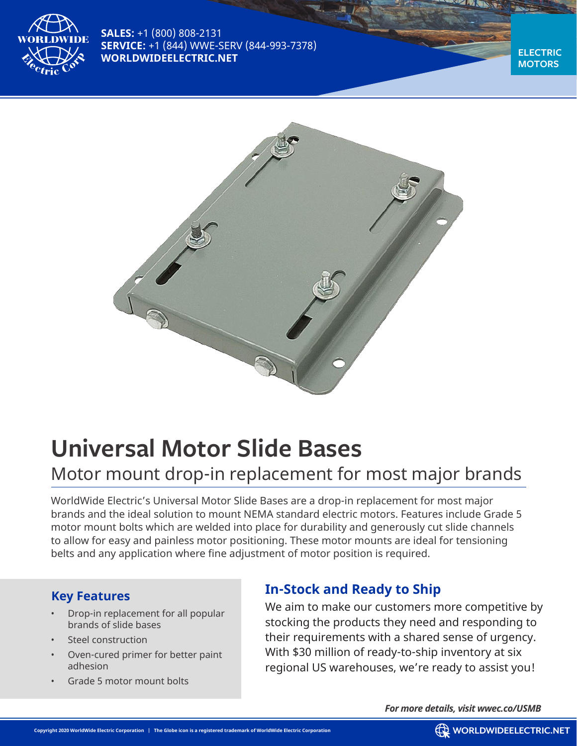**SALES:** +1 (800) 808-2131
**SERVICE:** +1 (844) WWE-SERV (844-993-7378)
**WORLDWIDEELECTRIC.NET**

ELECTRIC MOTORS

# Universal Motor Slide Bases

## Motor mount drop-in replacement for most major brands

WorldWide Electric's Universal Motor Slide Bases are a drop-in replacement for most major brands and the ideal solution to mount NEMA standard electric motors. Features include Grade 5 motor mount bolts which are welded into place for durability and generously cut slide channels to allow for easy and painless motor positioning. These motor mounts are ideal for tensioning belts and any application where fine adjustment of motor position is required.

### Key Features

- Drop-in replacement for all popular brands of slide bases
- Steel construction
- Oven-cured primer for better paint adhesion
- Grade 5 motor mount bolts

### In-Stock and Ready to Ship

We aim to make our customers more competitive by stocking the products they need and responding to their requirements with a shared sense of urgency. With $30 million of ready-to-ship inventory at six regional US warehouses, we're ready to assist you!

***For more details, visit wwec.co/USMB***

Copyright 2020 WorldWide Electric Corporation | The Globe icon is a registered trademark of WorldWide Electric Corporation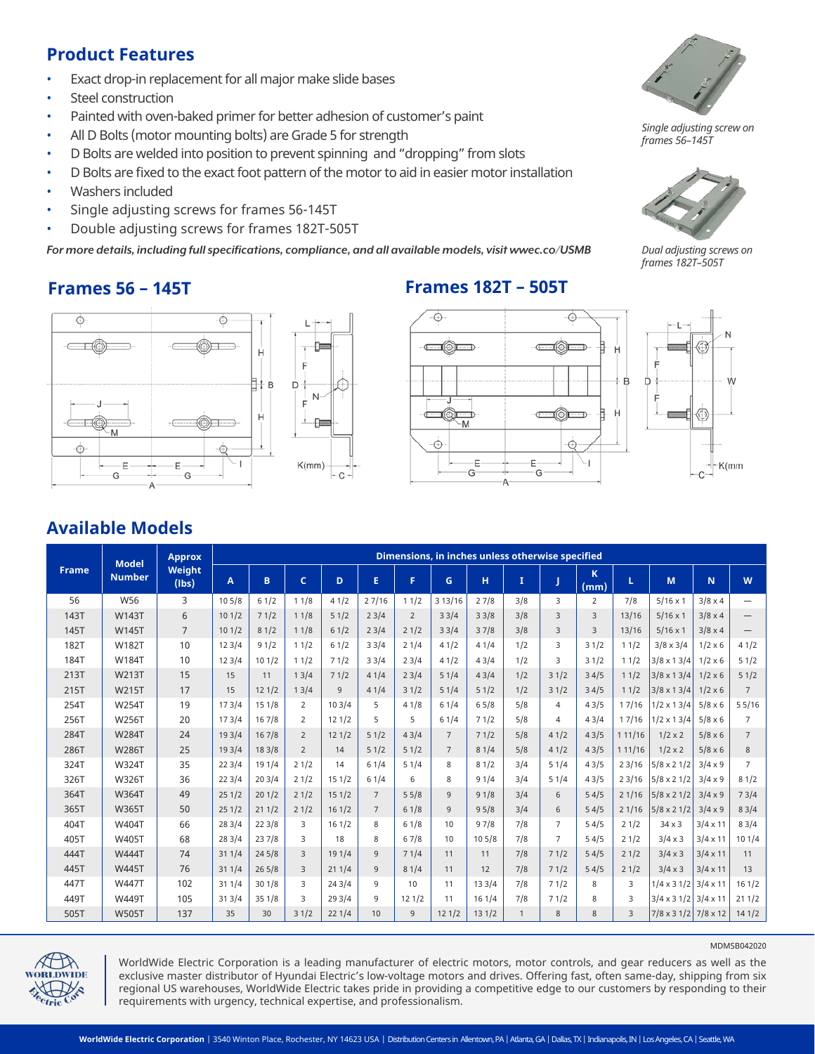## Product Features

- Exact drop-in replacement for all major make slide bases
- Steel construction
- Painted with oven-baked primer for better adhesion of customer's paint
- All D Bolts (motor mounting bolts) are Grade 5 for strength
- D Bolts are welded into position to prevent spinning and "dropping" from slots
- D Bolts are fixed to the exact foot pattern of the motor to aid in easier motor installation
- Washers included
- Single adjusting screws for frames 56-145T
- Double adjusting screws for frames 182T-505T

*For more details, including full specifications, compliance, and all available models, visit wwec.co/USMB*

*Single adjusting screw on frames 56–145T*

*Dual adjusting screws on frames 182T–505T*

## Frames 56 – 145T

H
B
H
J
M
E
E
I
G
G
A
L
F
D
N
F
K(mm)
C

## Frames 182T – 505T

H
B
H
J
M
E
E
I
G
G
A
L
N
F
D
W
F
K(mm)
C

## Available Models

| Frame | Model Number | Approx Weight (lbs) | Dimensions, in inches unless otherwise specified | | | | | | | | | | | | | | |
|---|---|---|---|---|---|---|---|---|---|---|---|---|---|---|---|---|---|
| | | | A | B | C | D | E | F | G | H | I | J | K (mm) | L | M | N | W |
| 56 | W56 | 3 | 10 5/8 | 6 1/2 | 1 1/8 | 4 1/2 | 2 7/16 | 1 1/2 | 3 13/16 | 2 7/8 | 3/8 | 3 | 2 | 7/8 | 5/16 x 1 | 3/8 x 4 | — |
| 143T | W143T | 6 | 10 1/2 | 7 1/2 | 1 1/8 | 5 1/2 | 2 3/4 | 2 | 3 3/4 | 3 3/8 | 3/8 | 3 | 3 | 13/16 | 5/16 x 1 | 3/8 x 4 | — |
| 145T | W145T | 7 | 10 1/2 | 8 1/2 | 1 1/8 | 6 1/2 | 2 3/4 | 2 1/2 | 3 3/4 | 3 7/8 | 3/8 | 3 | 3 | 13/16 | 5/16 x 1 | 3/8 x 4 | — |
| 182T | W182T | 10 | 12 3/4 | 9 1/2 | 1 1/2 | 6 1/2 | 3 3/4 | 2 1/4 | 4 1/2 | 4 1/4 | 1/2 | 3 | 3 1/2 | 1 1/2 | 3/8 x 3/4 | 1/2 x 6 | 4 1/2 |
| 184T | W184T | 10 | 12 3/4 | 10 1/2 | 1 1/2 | 7 1/2 | 3 3/4 | 2 3/4 | 4 1/2 | 4 3/4 | 1/2 | 3 | 3 1/2 | 1 1/2 | 3/8 x 1 3/4 | 1/2 x 6 | 5 1/2 |
| 213T | W213T | 15 | 15 | 11 | 1 3/4 | 7 1/2 | 4 1/4 | 2 3/4 | 5 1/4 | 4 3/4 | 1/2 | 3 1/2 | 3 4/5 | 1 1/2 | 3/8 x 1 3/4 | 1/2 x 6 | 5 1/2 |
| 215T | W215T | 17 | 15 | 12 1/2 | 1 3/4 | 9 | 4 1/4 | 3 1/2 | 5 1/4 | 5 1/2 | 1/2 | 3 1/2 | 3 4/5 | 1 1/2 | 3/8 x 1 3/4 | 1/2 x 6 | 7 |
| 254T | W254T | 19 | 17 3/4 | 15 1/8 | 2 | 10 3/4 | 5 | 4 1/8 | 6 1/4 | 6 5/8 | 5/8 | 4 | 4 3/5 | 1 7/16 | 1/2 x 1 3/4 | 5/8 x 6 | 5 5/16 |
| 256T | W256T | 20 | 17 3/4 | 16 7/8 | 2 | 12 1/2 | 5 | 5 | 6 1/4 | 7 1/2 | 5/8 | 4 | 4 3/4 | 1 7/16 | 1/2 x 1 3/4 | 5/8 x 6 | 7 |
| 284T | W284T | 24 | 19 3/4 | 16 7/8 | 2 | 12 1/2 | 5 1/2 | 4 3/4 | 7 | 7 1/2 | 5/8 | 4 1/2 | 4 3/5 | 1 11/16 | 1/2 x 2 | 5/8 x 6 | 7 |
| 286T | W286T | 25 | 19 3/4 | 18 3/8 | 2 | 14 | 5 1/2 | 5 1/2 | 7 | 8 1/4 | 5/8 | 4 1/2 | 4 3/5 | 1 11/16 | 1/2 x 2 | 5/8 x 6 | 8 |
| 324T | W324T | 35 | 22 3/4 | 19 1/4 | 2 1/2 | 14 | 6 1/4 | 5 1/4 | 8 | 8 1/2 | 3/4 | 5 1/4 | 4 3/5 | 2 3/16 | 5/8 x 2 1/2 | 3/4 x 9 | 7 |
| 326T | W326T | 36 | 22 3/4 | 20 3/4 | 2 1/2 | 15 1/2 | 6 1/4 | 6 | 8 | 9 1/4 | 3/4 | 5 1/4 | 4 3/5 | 2 3/16 | 5/8 x 2 1/2 | 3/4 x 9 | 8 1/2 |
| 364T | W364T | 49 | 25 1/2 | 20 1/2 | 2 1/2 | 15 1/2 | 7 | 5 5/8 | 9 | 9 1/8 | 3/4 | 6 | 5 4/5 | 2 1/16 | 5/8 x 2 1/2 | 3/4 x 9 | 7 3/4 |
| 365T | W365T | 50 | 25 1/2 | 21 1/2 | 2 1/2 | 16 1/2 | 7 | 6 1/8 | 9 | 9 5/8 | 3/4 | 6 | 5 4/5 | 2 1/16 | 5/8 x 2 1/2 | 3/4 x 9 | 8 3/4 |
| 404T | W404T | 66 | 28 3/4 | 22 3/8 | 3 | 16 1/2 | 8 | 6 1/8 | 10 | 9 7/8 | 7/8 | 7 | 5 4/5 | 2 1/2 | 34 x 3 | 3/4 x 11 | 8 3/4 |
| 405T | W405T | 68 | 28 3/4 | 23 7/8 | 3 | 18 | 8 | 6 7/8 | 10 | 10 5/8 | 7/8 | 7 | 5 4/5 | 2 1/2 | 3/4 x 3 | 3/4 x 11 | 10 1/4 |
| 444T | W444T | 74 | 31 1/4 | 24 5/8 | 3 | 19 1/4 | 9 | 7 1/4 | 11 | 11 | 7/8 | 7 1/2 | 5 4/5 | 2 1/2 | 3/4 x 3 | 3/4 x 11 | 11 |
| 445T | W445T | 76 | 31 1/4 | 26 5/8 | 3 | 21 1/4 | 9 | 8 1/4 | 11 | 12 | 7/8 | 7 1/2 | 5 4/5 | 2 1/2 | 3/4 x 3 | 3/4 x 11 | 13 |
| 447T | W447T | 102 | 31 1/4 | 30 1/8 | 3 | 24 3/4 | 9 | 10 | 11 | 13 3/4 | 7/8 | 7 1/2 | 8 | 3 | 1/4 x 3 1/2 | 3/4 x 11 | 16 1/2 |
| 449T | W449T | 105 | 31 3/4 | 35 1/8 | 3 | 29 3/4 | 9 | 12 1/2 | 11 | 16 1/4 | 7/8 | 7 1/2 | 8 | 3 | 3/4 x 3 1/2 | 3/4 x 11 | 21 1/2 |
| 505T | W505T | 137 | 35 | 30 | 3 1/2 | 22 1/4 | 10 | 9 | 12 1/2 | 13 1/2 | 1 | 8 | 8 | 3 | 7/8 x 3 1/2 | 7/8 x 12 | 14 1/2 |

MDMSB042020

WorldWide Electric Corporation is a leading manufacturer of electric motors, motor controls, and gear reducers as well as the exclusive master distributor of Hyundai Electric's low-voltage motors and drives. Offering fast, often same-day, shipping from six regional US warehouses, WorldWide Electric takes pride in providing a competitive edge to our customers by responding to their requirements with urgency, technical expertise, and professionalism.

**WorldWide Electric Corporation** | 3540 Winton Place, Rochester, NY 14623 USA | Distribution Centers in Allentown, PA | Atlanta, GA | Dallas, TX | Indianapolis, IN | Los Angeles, CA | Seattle, WA